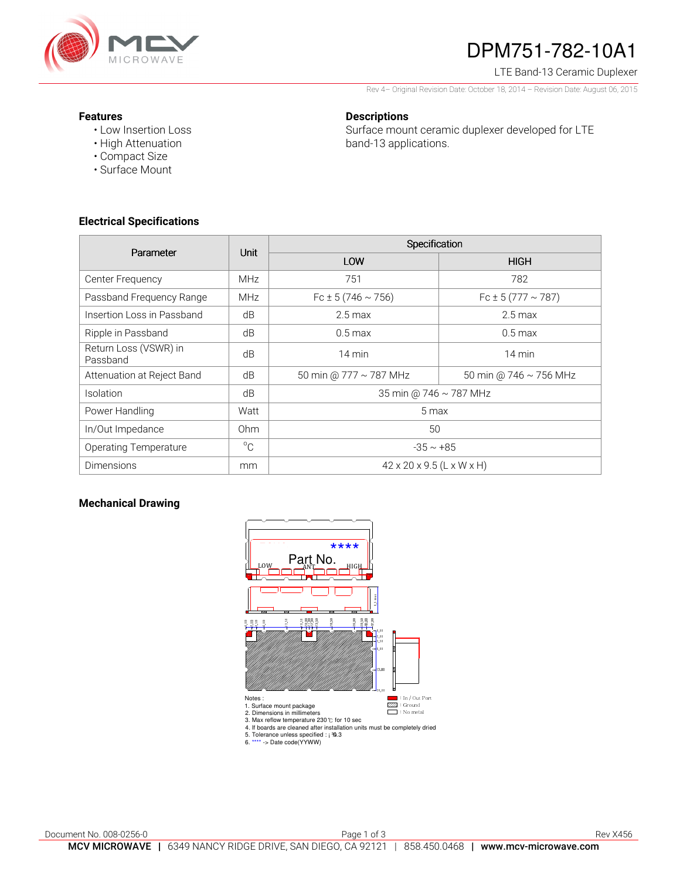# DPM751-782-10A1

LTE Band-13 Ceramic Duplexer

Rev 4– Original Revision Date: October 18, 2014 – Revision Date: August 06, 2015

## Features

- Low Insertion Loss
- High Attenuation
- Compact Size
- Surface Mount

## Descriptions

Surface mount ceramic duplexer developed for LTE band-13 applications.

## Electrical Specifications

| Parameter | Unit | Specification | |
|---|---|---|---|
| | | LOW | HIGH |
| Center Frequency | MHz | 751 | 782 |
| Passband Frequency Range | MHz | Fc ± 5 (746 ~ 756) | Fc ± 5 (777 ~ 787) |
| Insertion Loss in Passband | dB | 2.5 max | 2.5 max |
| Ripple in Passband | dB | 0.5 max | 0.5 max |
| Return Loss (VSWR) in Passband | dB | 14 min | 14 min |
| Attenuation at Reject Band | dB | 50 min @ 777 ~ 787 MHz | 50 min @ 746 ~ 756 MHz |
| Isolation | dB | 35 min @ 746 ~ 787 MHz | |
| Power Handling | Watt | 5 max | |
| In/Out Impedance | Ohm | 50 | |
| Operating Temperature | °C | -35 ~ +85 | |
| Dimensions | mm | 42 x 20 x 9.5 (L x W x H) | |

## Mechanical Drawing

Notes :
1. Surface mount package
2. Dimensions in millimeters
3. Max reflow temperature 230 ℃ for 10 sec
4. If boards are cleaned after installation units must be completely dried
5. Tolerance unless specified : ± 0.3
6. **** -> Date code(YYWW)

Legend: In / Out Port; Ground; No metal

Document No. 008-0256-0

Rev X456

**MCV MICROWAVE** | 6349 NANCY RIDGE DRIVE, SAN DIEGO, CA 92121 | 858.450.0468 | **www.mcv-microwave.com**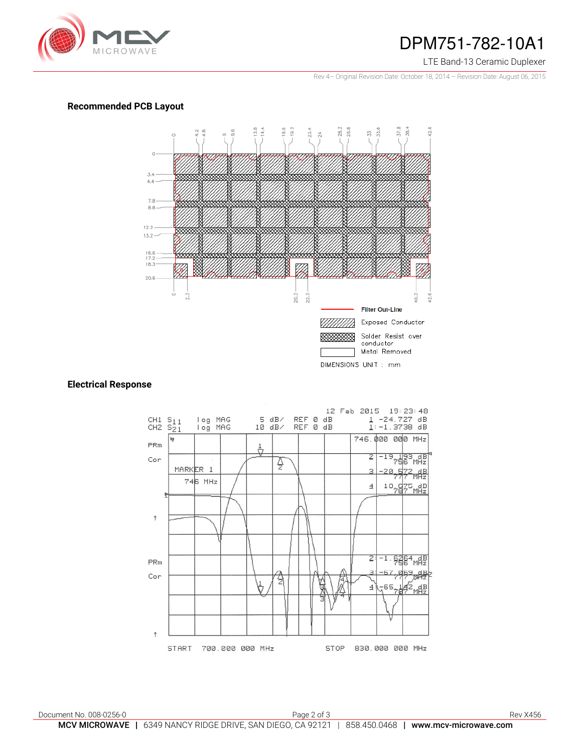## Recommended PCB Layout

Filter Out-Line

Exposed Conductor

Solder Resist over conductor

Metal Removed

DIMENSIONS UNIT : mm

## Electrical Response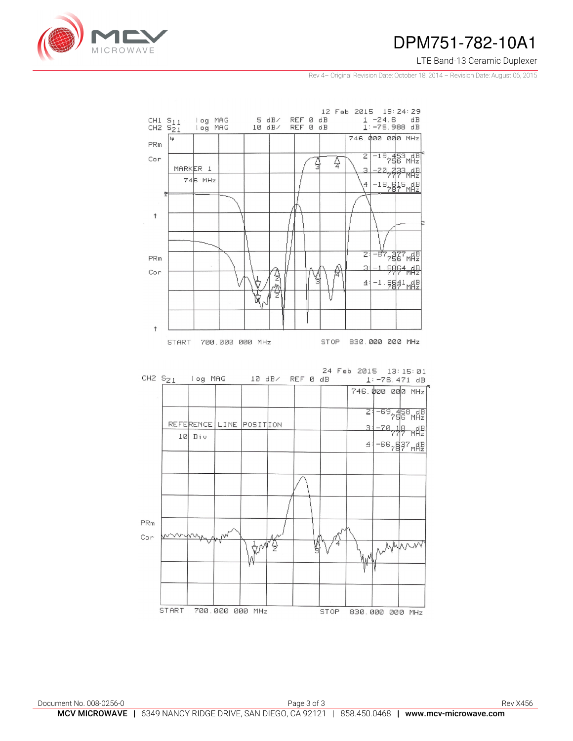# DPM751-782-10A1

LTE Band-13 Ceramic Duplexer

Rev 4– Original Revision Date: October 18, 2014 – Revision Date: August 06, 2015

12 Feb 2015 19:24:29

CH1 $S_{11}$ log MAG 5 dB/ REF 0 dB 1 -24.6 dB

CH2 $S_{21}$ log MAG 10 dB/ REF 0 dB 1: -75.988 dB

746.000 000 MHz

PRm

Cor

MARKER 1

746 MHz

2 -19.453 dB 756 MHz

3 -20.233 dB 777 MHz

4 -18.615 dB 787 MHz

PRm

Cor

2: -67.377 dB 756 MHz

3: -1.8864 dB 777 MHz

4: -1.5641 dB 787 MHz

START 700.000 000 MHz STOP 830.000 000 MHz

24 Feb 2015 13:15:01

CH2 $S_{21}$ log MAG 10 dB/ REF 0 dB 1: -76.471 dB

746.000 000 MHz

REFERENCE LINE POSITION

10 Div

2: -69.458 dB 756 MHz

3: -70.18 dB 777 MHz

4: -66.837 dB 787 MHz

PRm

Cor

START 700.000 000 MHz STOP 830.000 000 MHz

Document No. 008-0256-0

Rev X456

**MCV MICROWAVE** | 6349 NANCY RIDGE DRIVE, SAN DIEGO, CA 92121 | 858.450.0468 | www.mcv-microwave.com